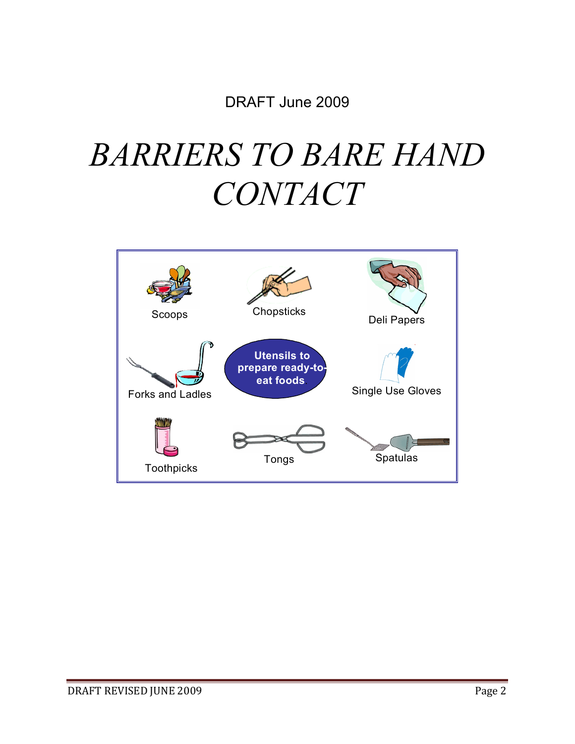DRAFT June 2009

# *BARRIERS TO BARE HAND CONTACT*

Scoops

Chopsticks

Deli Papers

Forks and Ladles

**Utensils to prepare ready-to-eat foods.**

Single Use Gloves

Toothpicks

Tongs

Spatulas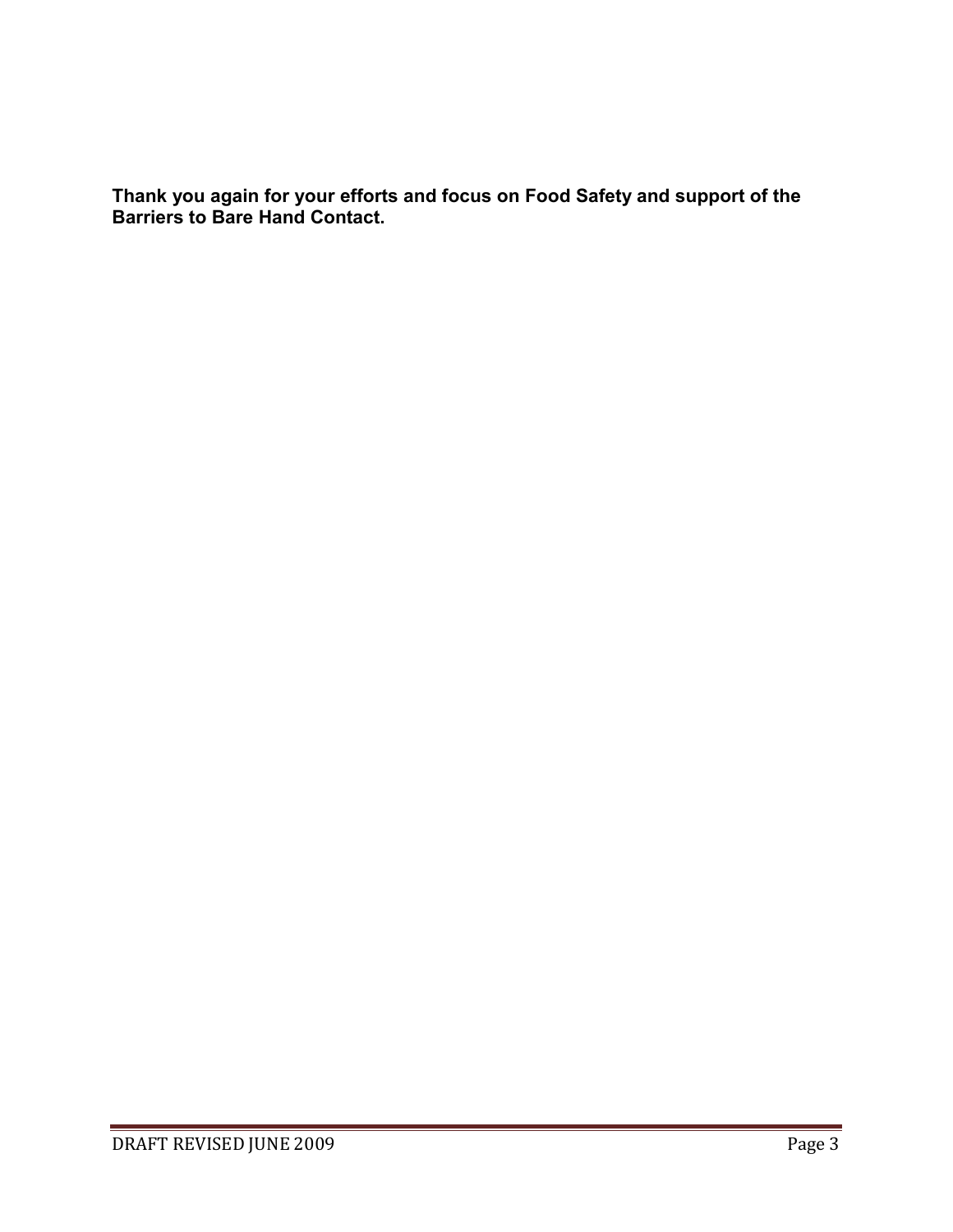**Thank you again for your efforts and focus on Food Safety and support of the Barriers to Bare Hand Contact.**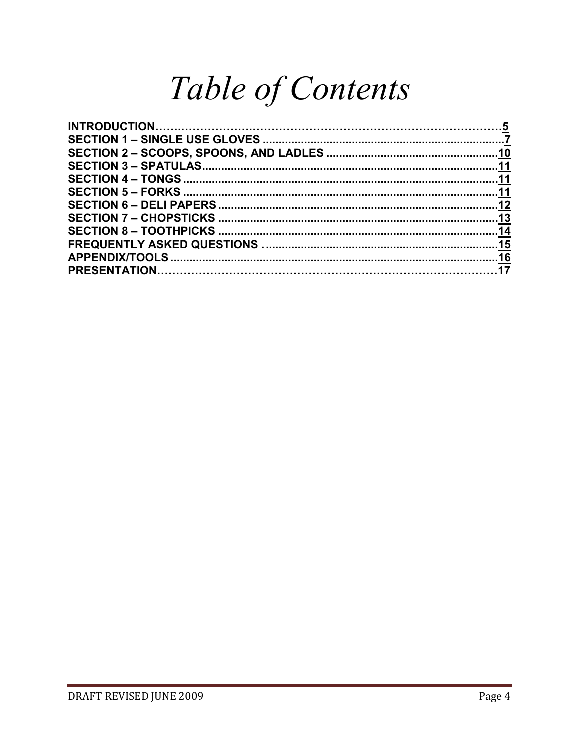# *Table of Contents*

INTRODUCTION......................................................................................5
SECTION 1 – SINGLE USE GLOVES .....................................................................7
SECTION 2 – SCOOPS, SPOONS, AND LADLES ......................................................10
SECTION 3 – SPATULAS.........................................................................................11
SECTION 4 – TONGS ..............................................................................................11
SECTION 5 – FORKS ..............................................................................................11
SECTION 6 – DELI PAPERS ...................................................................................12
SECTION 7 – CHOPSTICKS ...................................................................................13
SECTION 8 – TOOTHPICKS ...................................................................................14
FREQUENTLY ASKED QUESTIONS ......................................................................15
APPENDIX/TOOLS ..................................................................................................16
PRESENTATION.......................................................................................................17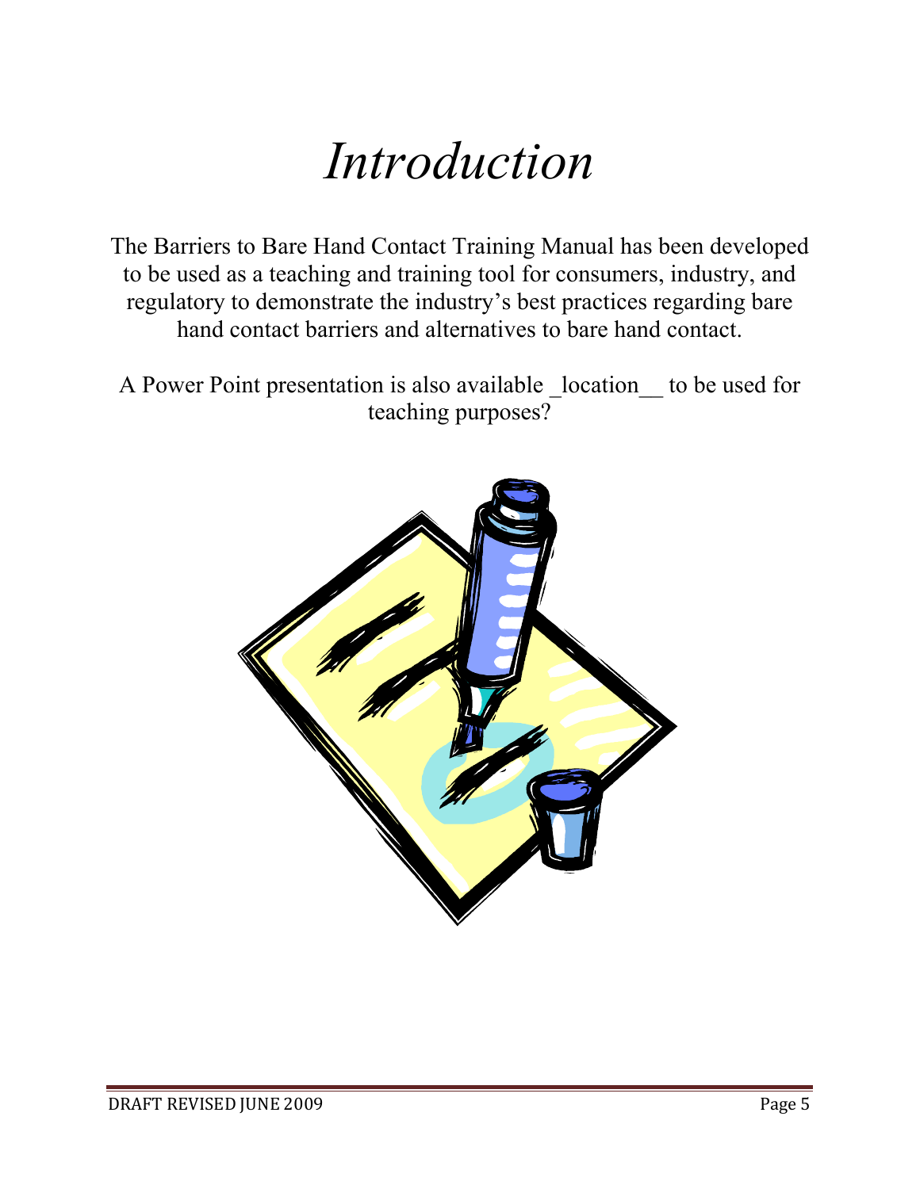# *Introduction*

The Barriers to Bare Hand Contact Training Manual has been developed to be used as a teaching and training tool for consumers, industry, and regulatory to demonstrate the industry's best practices regarding bare hand contact barriers and alternatives to bare hand contact.

A Power Point presentation is also available _location__ to be used for teaching purposes?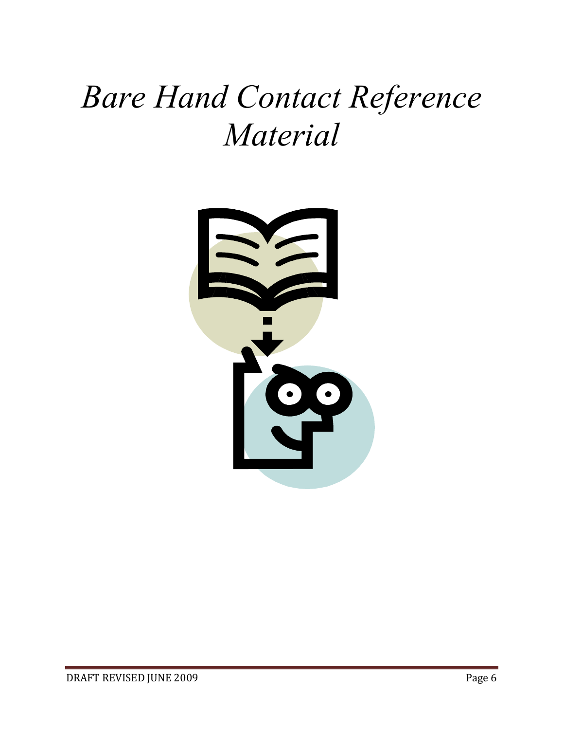# *Bare Hand Contact Reference Material*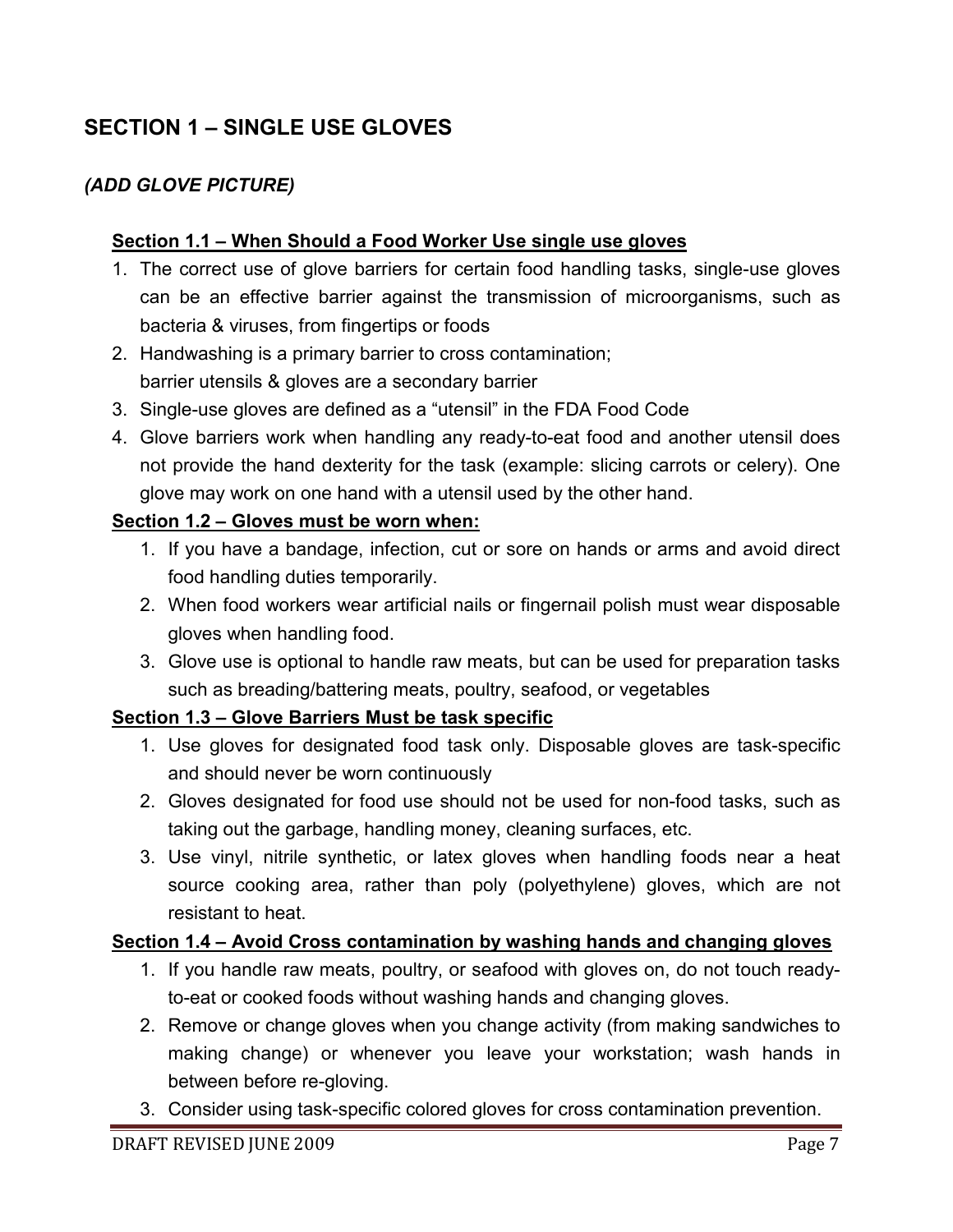# SECTION 1 – SINGLE USE GLOVES

***(ADD GLOVE PICTURE)***

### Section 1.1 – When Should a Food Worker Use single use gloves

1. The correct use of glove barriers for certain food handling tasks, single-use gloves can be an effective barrier against the transmission of microorganisms, such as bacteria & viruses, from fingertips or foods
2. Handwashing is a primary barrier to cross contamination;
   barrier utensils & gloves are a secondary barrier
3. Single-use gloves are defined as a "utensil" in the FDA Food Code
4. Glove barriers work when handling any ready-to-eat food and another utensil does not provide the hand dexterity for the task (example: slicing carrots or celery). One glove may work on one hand with a utensil used by the other hand.

### Section 1.2 – Gloves must be worn when:

1. If you have a bandage, infection, cut or sore on hands or arms and avoid direct food handling duties temporarily.
2. When food workers wear artificial nails or fingernail polish must wear disposable gloves when handling food.
3. Glove use is optional to handle raw meats, but can be used for preparation tasks such as breading/battering meats, poultry, seafood, or vegetables

### Section 1.3 – Glove Barriers Must be task specific

1. Use gloves for designated food task only. Disposable gloves are task-specific and should never be worn continuously
2. Gloves designated for food use should not be used for non-food tasks, such as taking out the garbage, handling money, cleaning surfaces, etc.
3. Use vinyl, nitrile synthetic, or latex gloves when handling foods near a heat source cooking area, rather than poly (polyethylene) gloves, which are not resistant to heat.

### Section 1.4 – Avoid Cross contamination by washing hands and changing gloves

1. If you handle raw meats, poultry, or seafood with gloves on, do not touch ready-to-eat or cooked foods without washing hands and changing gloves.
2. Remove or change gloves when you change activity (from making sandwiches to making change) or whenever you leave your workstation; wash hands in between before re-gloving.
3. Consider using task-specific colored gloves for cross contamination prevention.

DRAFT REVISED JUNE 2009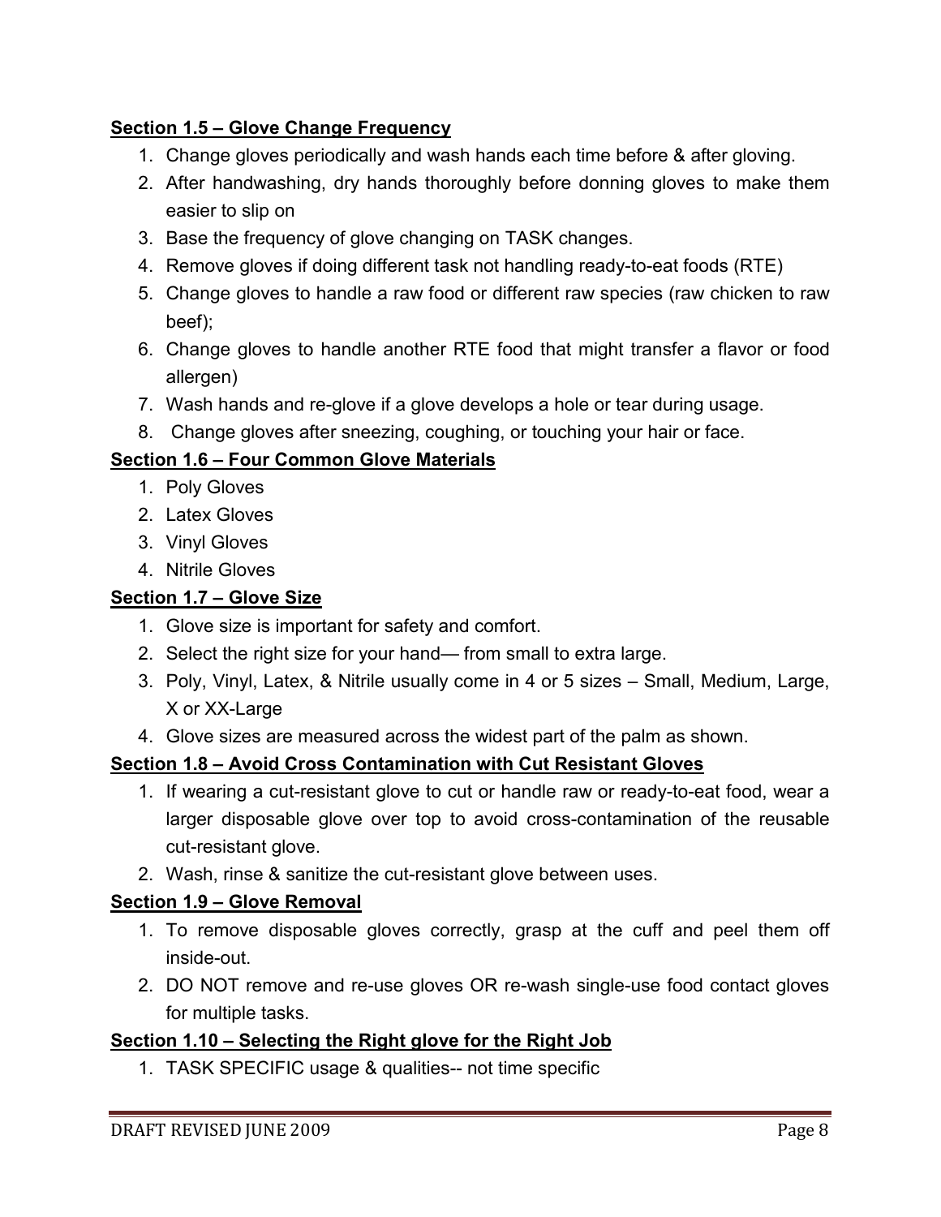**Section 1.5 – Glove Change Frequency**

1. Change gloves periodically and wash hands each time before & after gloving.
2. After handwashing, dry hands thoroughly before donning gloves to make them easier to slip on
3. Base the frequency of glove changing on TASK changes.
4. Remove gloves if doing different task not handling ready-to-eat foods (RTE)
5. Change gloves to handle a raw food or different raw species (raw chicken to raw beef);
6. Change gloves to handle another RTE food that might transfer a flavor or food allergen)
7. Wash hands and re-glove if a glove develops a hole or tear during usage.
8. Change gloves after sneezing, coughing, or touching your hair or face.

**Section 1.6 – Four Common Glove Materials**

1. Poly Gloves
2. Latex Gloves
3. Vinyl Gloves
4. Nitrile Gloves

**Section 1.7 – Glove Size**

1. Glove size is important for safety and comfort.
2. Select the right size for your hand— from small to extra large.
3. Poly, Vinyl, Latex, & Nitrile usually come in 4 or 5 sizes – Small, Medium, Large, X or XX-Large
4. Glove sizes are measured across the widest part of the palm as shown.

**Section 1.8 – Avoid Cross Contamination with Cut Resistant Gloves**

1. If wearing a cut-resistant glove to cut or handle raw or ready-to-eat food, wear a larger disposable glove over top to avoid cross-contamination of the reusable cut-resistant glove.
2. Wash, rinse & sanitize the cut-resistant glove between uses.

**Section 1.9 – Glove Removal**

1. To remove disposable gloves correctly, grasp at the cuff and peel them off inside-out.
2. DO NOT remove and re-use gloves OR re-wash single-use food contact gloves for multiple tasks.

**Section 1.10 – Selecting the Right glove for the Right Job**

1. TASK SPECIFIC usage & qualities-- not time specific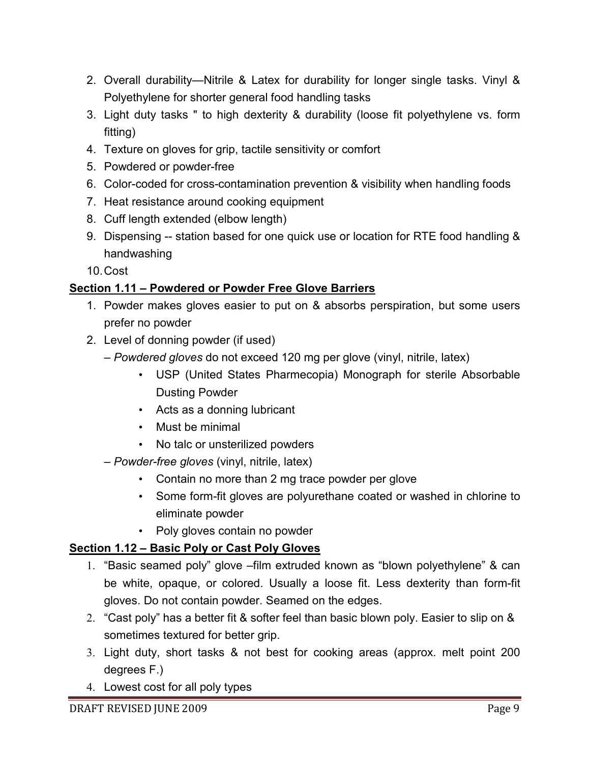2. Overall durability—Nitrile & Latex for durability for longer single tasks. Vinyl & Polyethylene for shorter general food handling tasks
3. Light duty tasks " to high dexterity & durability (loose fit polyethylene vs. form fitting)
4. Texture on gloves for grip, tactile sensitivity or comfort
5. Powdered or powder-free
6. Color-coded for cross-contamination prevention & visibility when handling foods
7. Heat resistance around cooking equipment
8. Cuff length extended (elbow length)
9. Dispensing -- station based for one quick use or location for RTE food handling & handwashing
10. Cost

**Section 1.11 – Powdered or Powder Free Glove Barriers**

1. Powder makes gloves easier to put on & absorbs perspiration, but some users prefer no powder
2. Level of donning powder (if used)

   – *Powdered gloves* do not exceed 120 mg per glove (vinyl, nitrile, latex)

   - USP (United States Pharmecopia) Monograph for sterile Absorbable Dusting Powder
   - Acts as a donning lubricant
   - Must be minimal
   - No talc or unsterilized powders

   – *Powder-free gloves* (vinyl, nitrile, latex)

   - Contain no more than 2 mg trace powder per glove
   - Some form-fit gloves are polyurethane coated or washed in chlorine to eliminate powder
   - Poly gloves contain no powder

**Section 1.12 – Basic Poly or Cast Poly Gloves**

1. “Basic seamed poly” glove –film extruded known as “blown polyethylene” & can be white, opaque, or colored. Usually a loose fit. Less dexterity than form-fit gloves. Do not contain powder. Seamed on the edges.
2. “Cast poly” has a better fit & softer feel than basic blown poly. Easier to slip on & sometimes textured for better grip.
3. Light duty, short tasks & not best for cooking areas (approx. melt point 200 degrees F.)
4. Lowest cost for all poly types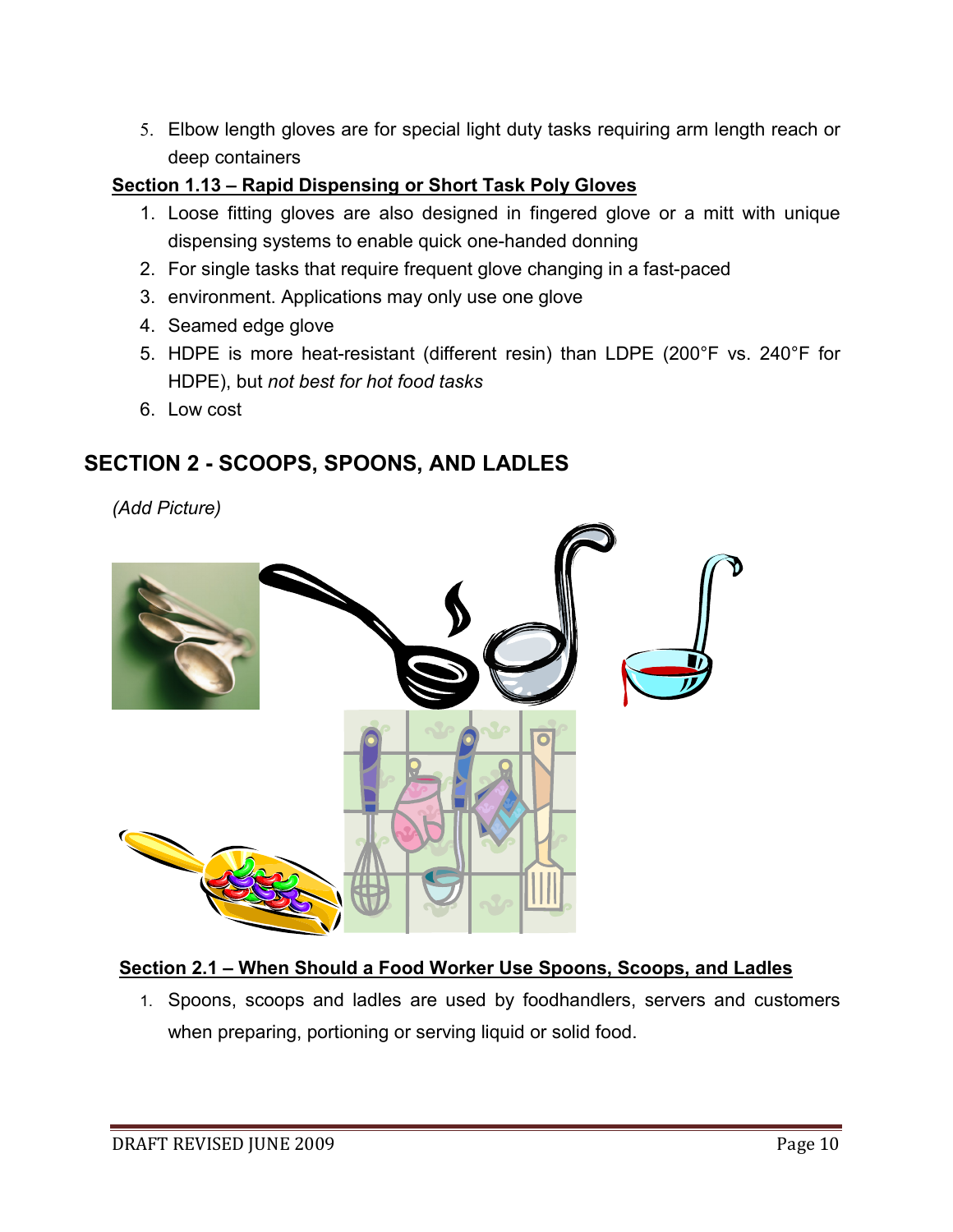5. Elbow length gloves are for special light duty tasks requiring arm length reach or deep containers

**Section 1.13 – Rapid Dispensing or Short Task Poly Gloves**

1. Loose fitting gloves are also designed in fingered glove or a mitt with unique dispensing systems to enable quick one-handed donning
2. For single tasks that require frequent glove changing in a fast-paced
3. environment. Applications may only use one glove
4. Seamed edge glove
5. HDPE is more heat-resistant (different resin) than LDPE (200°F vs. 240°F for HDPE), but *not best for hot food tasks*
6. Low cost

## SECTION 2 - SCOOPS, SPOONS, AND LADLES

*(Add Picture)*

**Section 2.1 – When Should a Food Worker Use Spoons, Scoops, and Ladles**

1. Spoons, scoops and ladles are used by foodhandlers, servers and customers when preparing, portioning or serving liquid or solid food.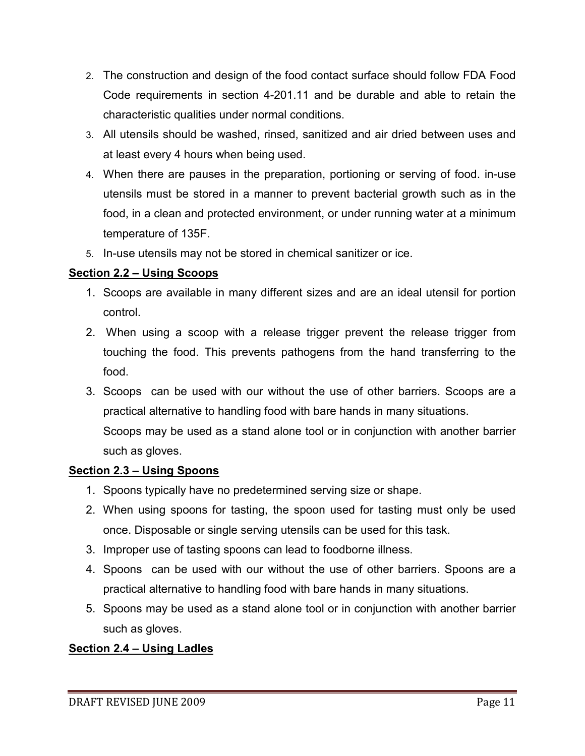2. The construction and design of the food contact surface should follow FDA Food Code requirements in section 4-201.11 and be durable and able to retain the characteristic qualities under normal conditions.
3. All utensils should be washed, rinsed, sanitized and air dried between uses and at least every 4 hours when being used.
4. When there are pauses in the preparation, portioning or serving of food. in-use utensils must be stored in a manner to prevent bacterial growth such as in the food, in a clean and protected environment, or under running water at a minimum temperature of 135F.
5. In-use utensils may not be stored in chemical sanitizer or ice.

**Section 2.2 – Using Scoops**

1. Scoops are available in many different sizes and are an ideal utensil for portion control.
2. When using a scoop with a release trigger prevent the release trigger from touching the food. This prevents pathogens from the hand transferring to the food.
3. Scoops can be used with our without the use of other barriers. Scoops are a practical alternative to handling food with bare hands in many situations. Scoops may be used as a stand alone tool or in conjunction with another barrier such as gloves.

**Section 2.3 – Using Spoons**

1. Spoons typically have no predetermined serving size or shape.
2. When using spoons for tasting, the spoon used for tasting must only be used once. Disposable or single serving utensils can be used for this task.
3. Improper use of tasting spoons can lead to foodborne illness.
4. Spoons can be used with our without the use of other barriers. Spoons are a practical alternative to handling food with bare hands in many situations.
5. Spoons may be used as a stand alone tool or in conjunction with another barrier such as gloves.

**Section 2.4 – Using Ladles**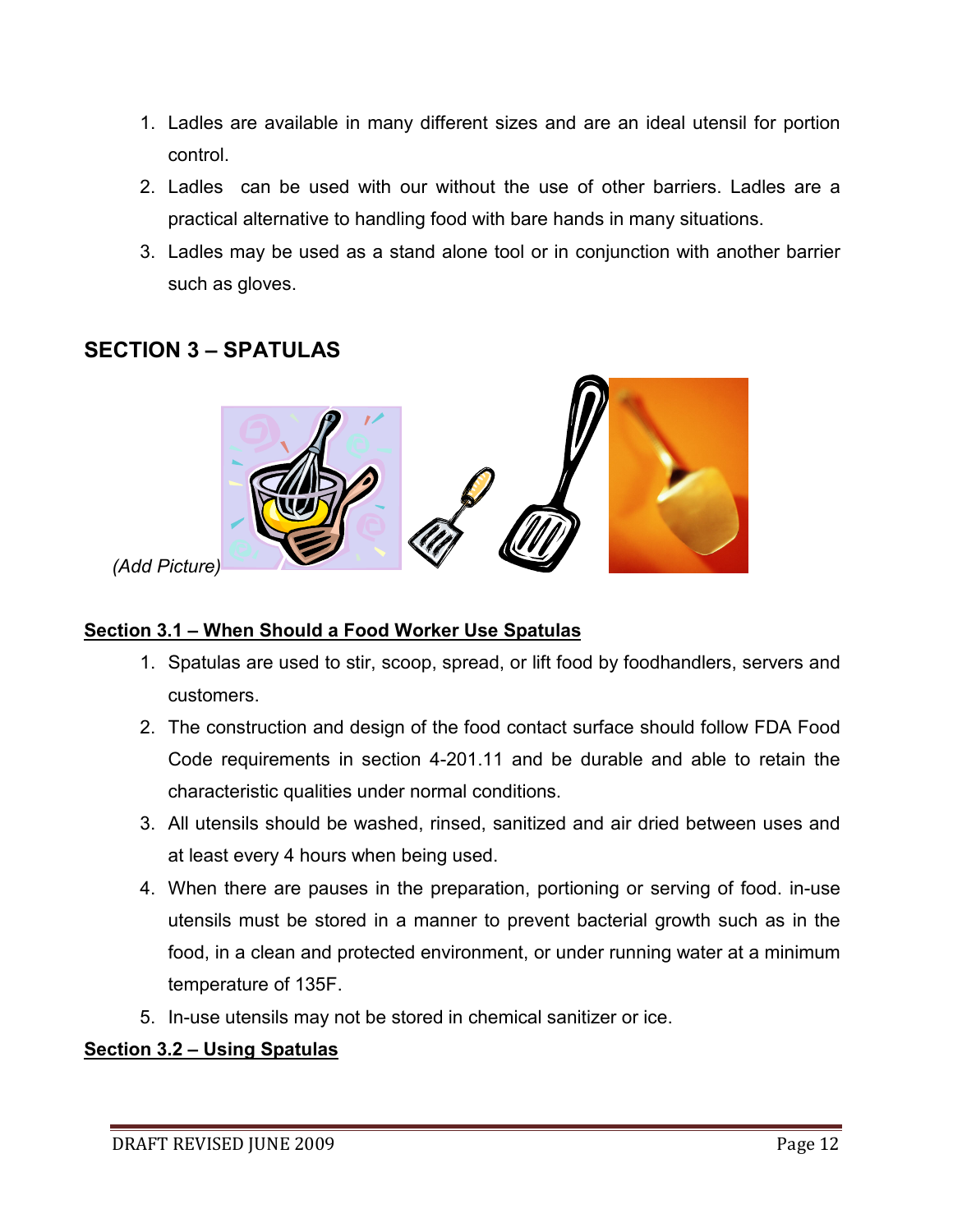1. Ladles are available in many different sizes and are an ideal utensil for portion control.
2. Ladles can be used with our without the use of other barriers. Ladles are a practical alternative to handling food with bare hands in many situations.
3. Ladles may be used as a stand alone tool or in conjunction with another barrier such as gloves.

## SECTION 3 – SPATULAS

*(Add Picture)*

### Section 3.1 – When Should a Food Worker Use Spatulas

1. Spatulas are used to stir, scoop, spread, or lift food by foodhandlers, servers and customers.
2. The construction and design of the food contact surface should follow FDA Food Code requirements in section 4-201.11 and be durable and able to retain the characteristic qualities under normal conditions.
3. All utensils should be washed, rinsed, sanitized and air dried between uses and at least every 4 hours when being used.
4. When there are pauses in the preparation, portioning or serving of food. in-use utensils must be stored in a manner to prevent bacterial growth such as in the food, in a clean and protected environment, or under running water at a minimum temperature of 135F.
5. In-use utensils may not be stored in chemical sanitizer or ice.

### Section 3.2 – Using Spatulas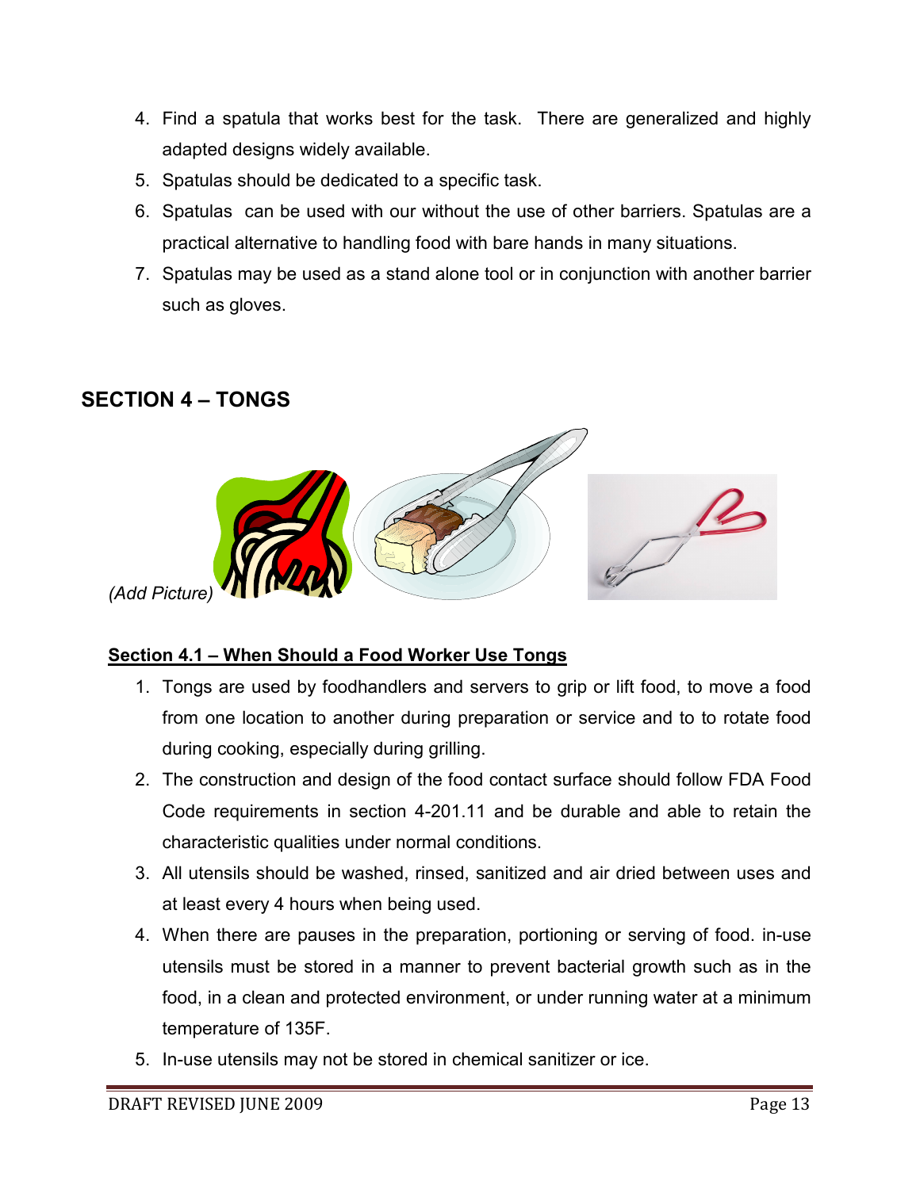4. Find a spatula that works best for the task. There are generalized and highly adapted designs widely available.
5. Spatulas should be dedicated to a specific task.
6. Spatulas can be used with our without the use of other barriers. Spatulas are a practical alternative to handling food with bare hands in many situations.
7. Spatulas may be used as a stand alone tool or in conjunction with another barrier such as gloves.

## SECTION 4 – TONGS

*(Add Picture)*

### Section 4.1 – When Should a Food Worker Use Tongs

1. Tongs are used by foodhandlers and servers to grip or lift food, to move a food from one location to another during preparation or service and to to rotate food during cooking, especially during grilling.
2. The construction and design of the food contact surface should follow FDA Food Code requirements in section 4-201.11 and be durable and able to retain the characteristic qualities under normal conditions.
3. All utensils should be washed, rinsed, sanitized and air dried between uses and at least every 4 hours when being used.
4. When there are pauses in the preparation, portioning or serving of food. in-use utensils must be stored in a manner to prevent bacterial growth such as in the food, in a clean and protected environment, or under running water at a minimum temperature of 135F.
5. In-use utensils may not be stored in chemical sanitizer or ice.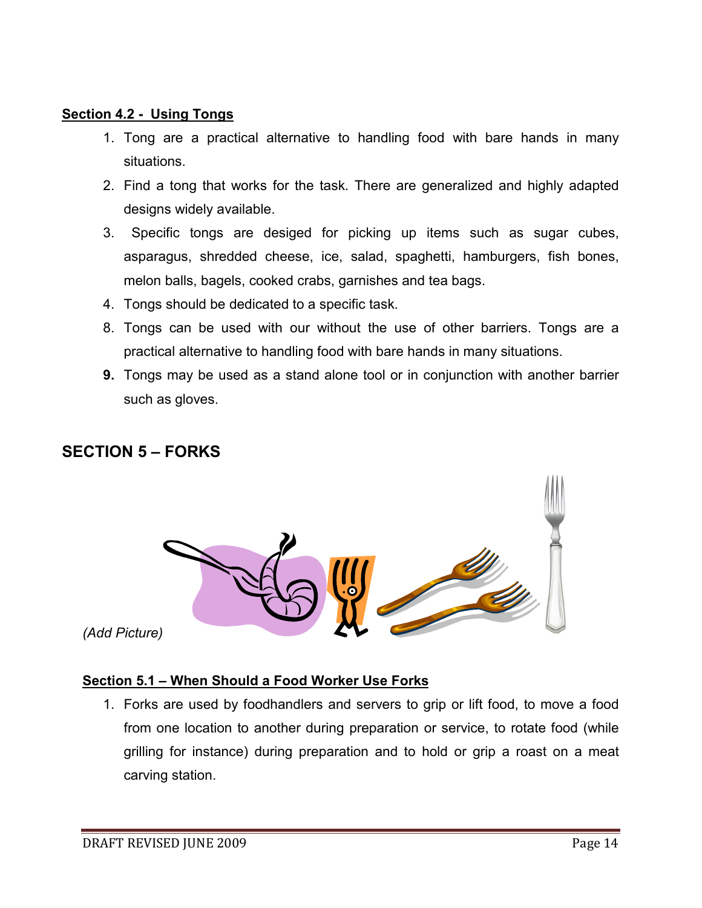### Section 4.2 - Using Tongs

1. Tong are a practical alternative to handling food with bare hands in many situations.
2. Find a tong that works for the task. There are generalized and highly adapted designs widely available.
3. Specific tongs are desiged for picking up items such as sugar cubes, asparagus, shredded cheese, ice, salad, spaghetti, hamburgers, fish bones, melon balls, bagels, cooked crabs, garnishes and tea bags.
4. Tongs should be dedicated to a specific task.

8. Tongs can be used with our without the use of other barriers. Tongs are a practical alternative to handling food with bare hands in many situations.
9. Tongs may be used as a stand alone tool or in conjunction with another barrier such as gloves.

## SECTION 5 – FORKS

*(Add Picture)*

### Section 5.1 – When Should a Food Worker Use Forks

1. Forks are used by foodhandlers and servers to grip or lift food, to move a food from one location to another during preparation or service, to rotate food (while grilling for instance) during preparation and to hold or grip a roast on a meat carving station.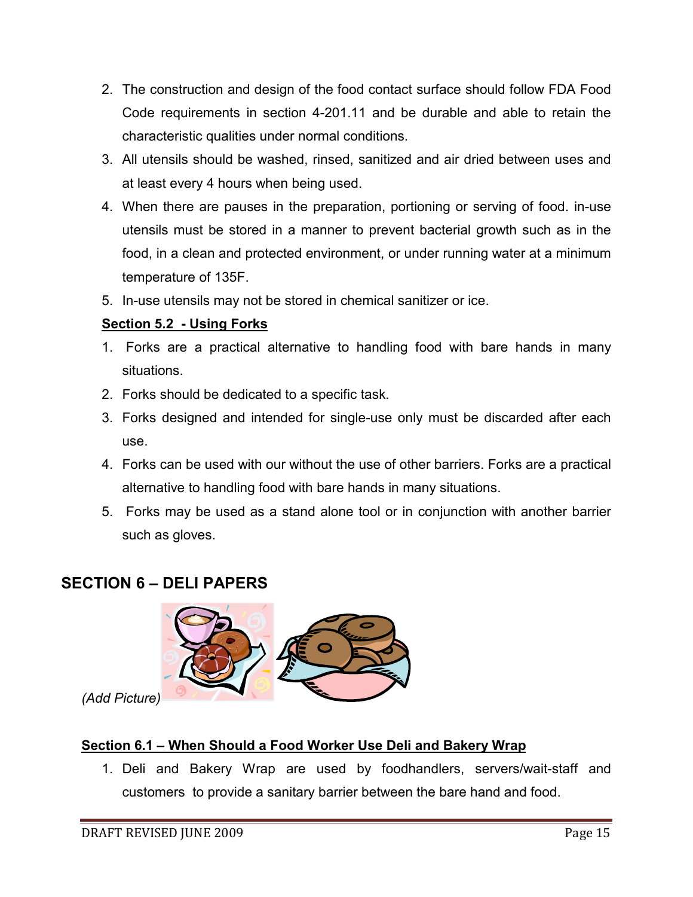2. The construction and design of the food contact surface should follow FDA Food Code requirements in section 4-201.11 and be durable and able to retain the characteristic qualities under normal conditions.
3. All utensils should be washed, rinsed, sanitized and air dried between uses and at least every 4 hours when being used.
4. When there are pauses in the preparation, portioning or serving of food. in-use utensils must be stored in a manner to prevent bacterial growth such as in the food, in a clean and protected environment, or under running water at a minimum temperature of 135F.
5. In-use utensils may not be stored in chemical sanitizer or ice.

**Section 5.2 - Using Forks**

1. Forks are a practical alternative to handling food with bare hands in many situations.
2. Forks should be dedicated to a specific task.
3. Forks designed and intended for single-use only must be discarded after each use.
4. Forks can be used with our without the use of other barriers. Forks are a practical alternative to handling food with bare hands in many situations.
5. Forks may be used as a stand alone tool or in conjunction with another barrier such as gloves.

## SECTION 6 – DELI PAPERS

*(Add Picture)*

**Section 6.1 – When Should a Food Worker Use Deli and Bakery Wrap**

1. Deli and Bakery Wrap are used by foodhandlers, servers/wait-staff and customers to provide a sanitary barrier between the bare hand and food.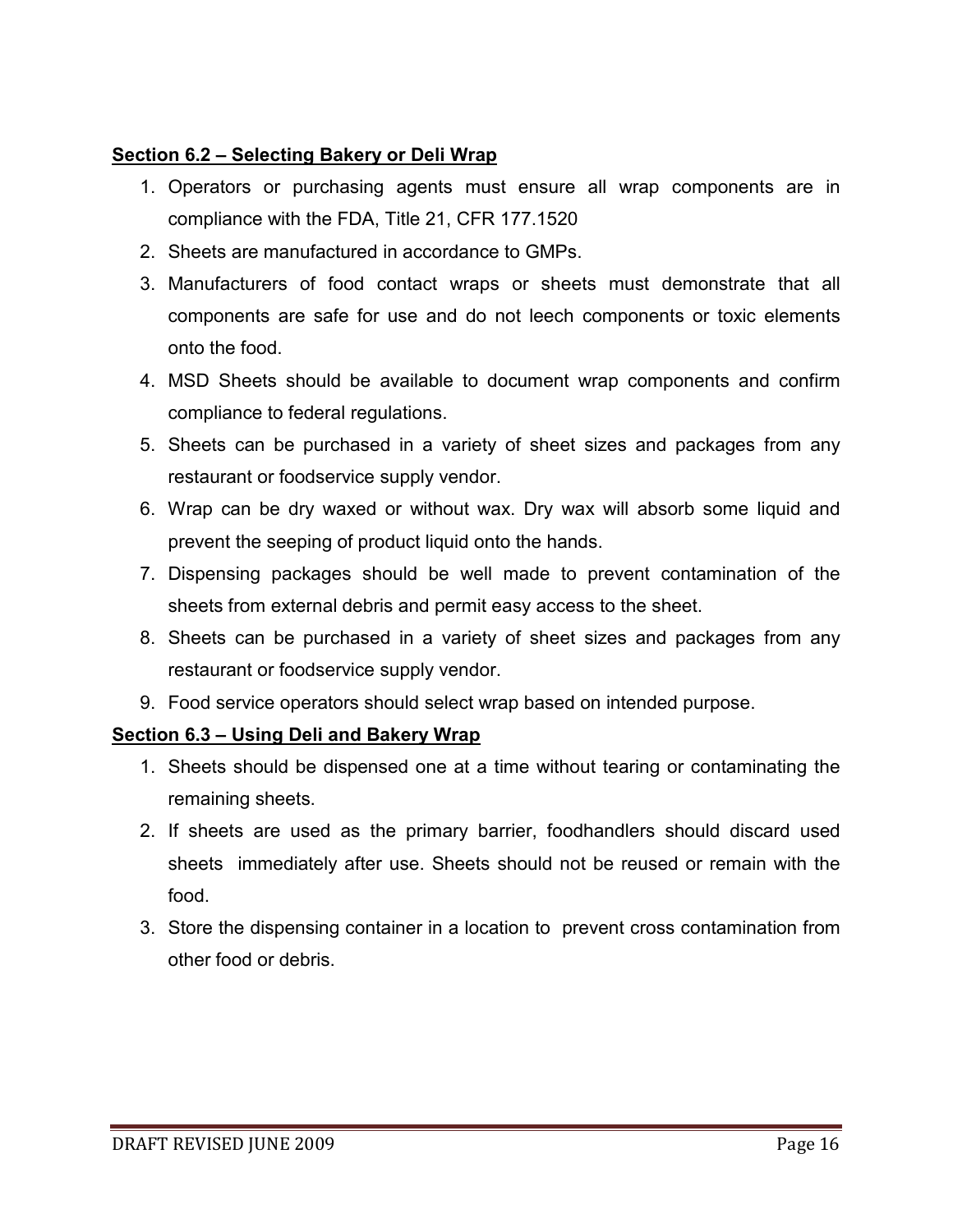**Section 6.2 – Selecting Bakery or Deli Wrap**

1. Operators or purchasing agents must ensure all wrap components are in compliance with the FDA, Title 21, CFR 177.1520
2. Sheets are manufactured in accordance to GMPs.
3. Manufacturers of food contact wraps or sheets must demonstrate that all components are safe for use and do not leech components or toxic elements onto the food.
4. MSD Sheets should be available to document wrap components and confirm compliance to federal regulations.
5. Sheets can be purchased in a variety of sheet sizes and packages from any restaurant or foodservice supply vendor.
6. Wrap can be dry waxed or without wax. Dry wax will absorb some liquid and prevent the seeping of product liquid onto the hands.
7. Dispensing packages should be well made to prevent contamination of the sheets from external debris and permit easy access to the sheet.
8. Sheets can be purchased in a variety of sheet sizes and packages from any restaurant or foodservice supply vendor.
9. Food service operators should select wrap based on intended purpose.

**Section 6.3 – Using Deli and Bakery Wrap**

1. Sheets should be dispensed one at a time without tearing or contaminating the remaining sheets.
2. If sheets are used as the primary barrier, foodhandlers should discard used sheets immediately after use. Sheets should not be reused or remain with the food.
3. Store the dispensing container in a location to prevent cross contamination from other food or debris.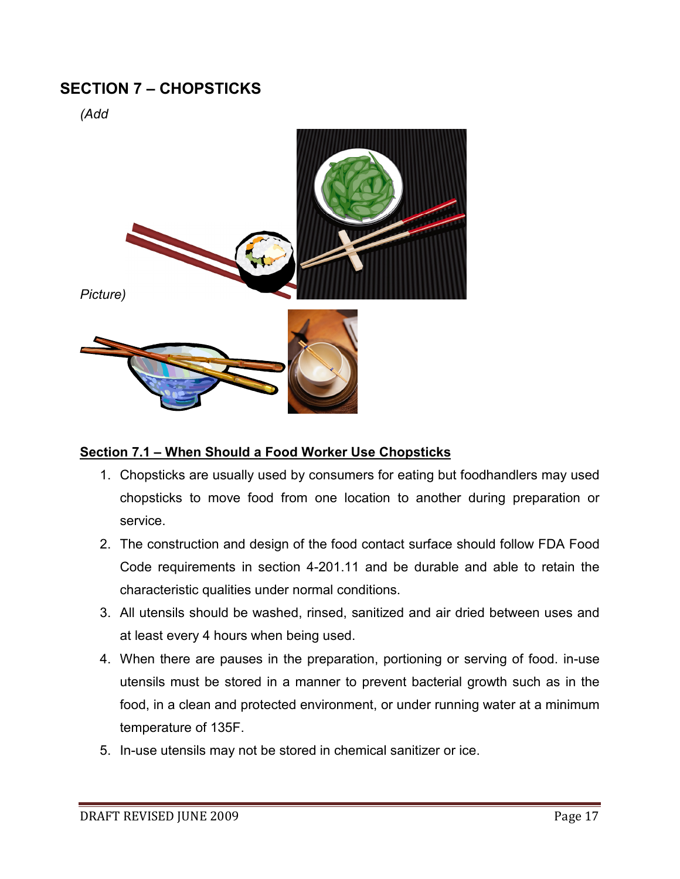## SECTION 7 – CHOPSTICKS

*(Add*

*Picture)*

### Section 7.1 – When Should a Food Worker Use Chopsticks

1. Chopsticks are usually used by consumers for eating but foodhandlers may used chopsticks to move food from one location to another during preparation or service.
2. The construction and design of the food contact surface should follow FDA Food Code requirements in section 4-201.11 and be durable and able to retain the characteristic qualities under normal conditions.
3. All utensils should be washed, rinsed, sanitized and air dried between uses and at least every 4 hours when being used.
4. When there are pauses in the preparation, portioning or serving of food. in-use utensils must be stored in a manner to prevent bacterial growth such as in the food, in a clean and protected environment, or under running water at a minimum temperature of 135F.
5. In-use utensils may not be stored in chemical sanitizer or ice.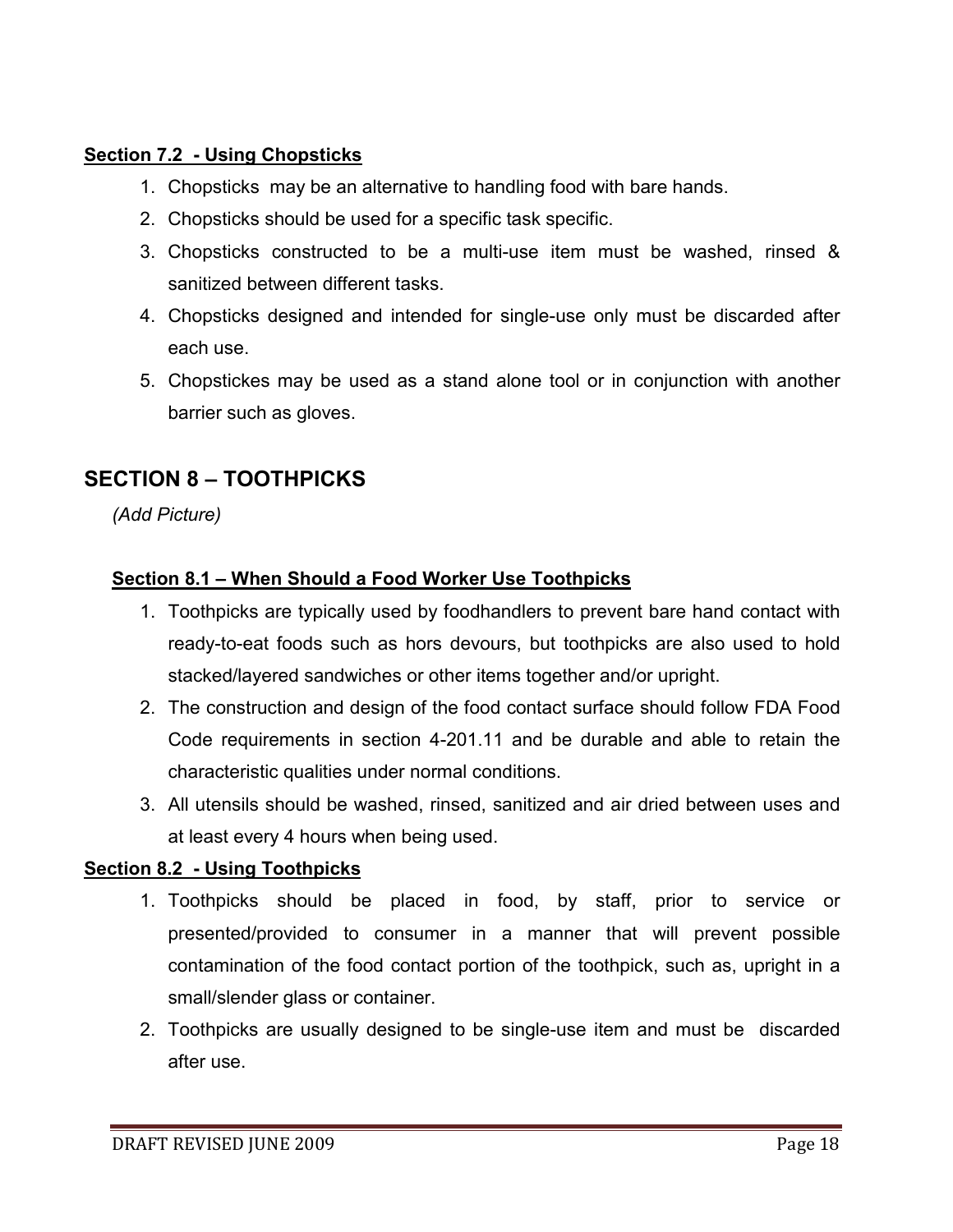### Section 7.2 - Using Chopsticks

1. Chopsticks may be an alternative to handling food with bare hands.
2. Chopsticks should be used for a specific task specific.
3. Chopsticks constructed to be a multi-use item must be washed, rinsed & sanitized between different tasks.
4. Chopsticks designed and intended for single-use only must be discarded after each use.
5. Chopstickes may be used as a stand alone tool or in conjunction with another barrier such as gloves.

## SECTION 8 – TOOTHPICKS

*(Add Picture)*

### Section 8.1 – When Should a Food Worker Use Toothpicks

1. Toothpicks are typically used by foodhandlers to prevent bare hand contact with ready-to-eat foods such as hors devours, but toothpicks are also used to hold stacked/layered sandwiches or other items together and/or upright.
2. The construction and design of the food contact surface should follow FDA Food Code requirements in section 4-201.11 and be durable and able to retain the characteristic qualities under normal conditions.
3. All utensils should be washed, rinsed, sanitized and air dried between uses and at least every 4 hours when being used.

### Section 8.2 - Using Toothpicks

1. Toothpicks should be placed in food, by staff, prior to service or presented/provided to consumer in a manner that will prevent possible contamination of the food contact portion of the toothpick, such as, upright in a small/slender glass or container.
2. Toothpicks are usually designed to be single-use item and must be discarded after use.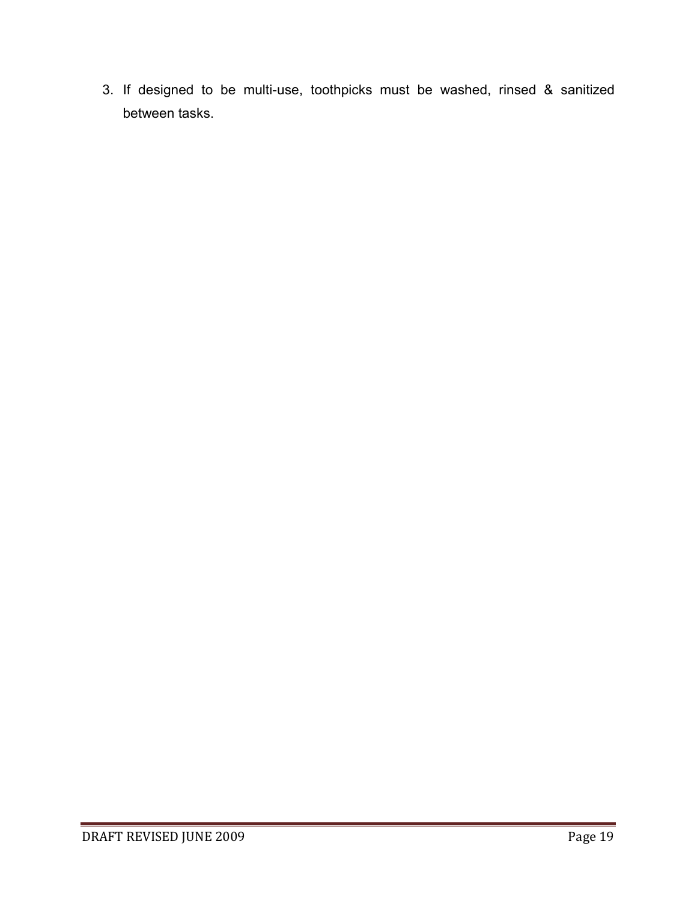3. If designed to be multi-use, toothpicks must be washed, rinsed & sanitized between tasks.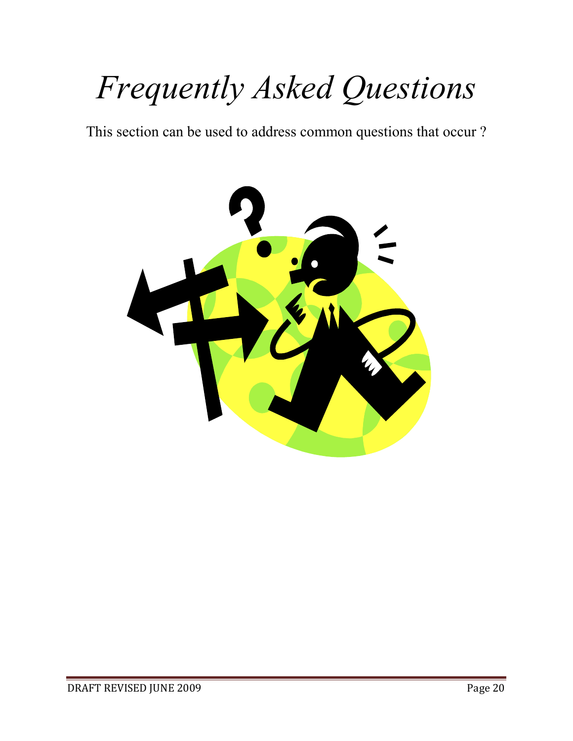# *Frequently Asked Questions*

This section can be used to address common questions that occur ?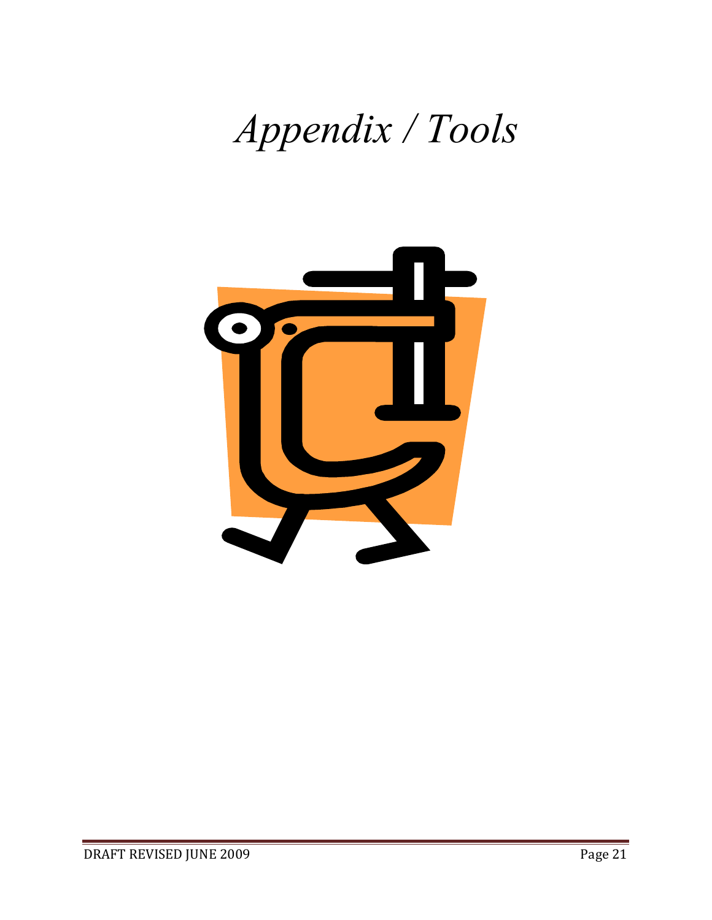# *Appendix / Tools*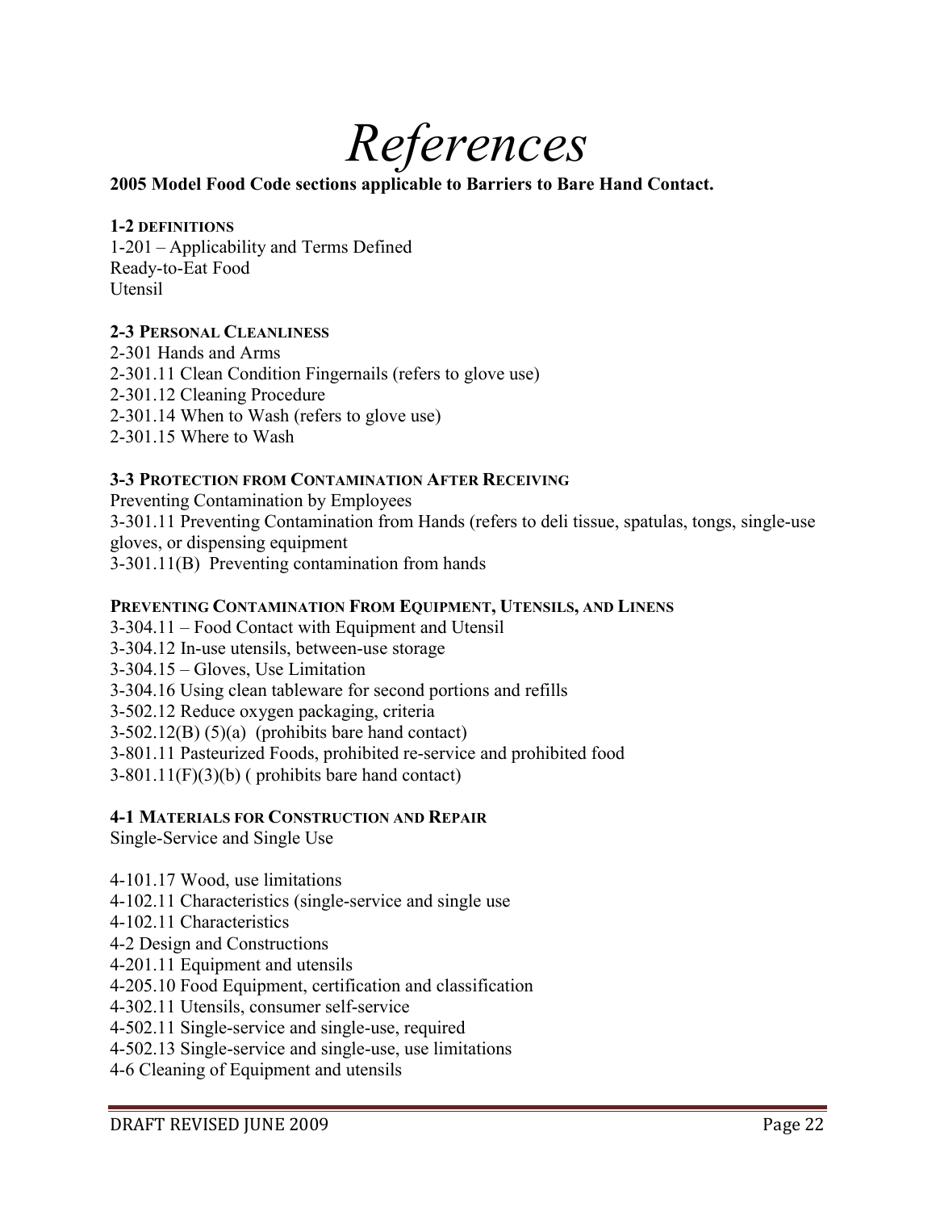# *References*

**2005 Model Food Code sections applicable to Barriers to Bare Hand Contact.**

**1-2 DEFINITIONS**

1-201 – Applicability and Terms Defined
Ready-to-Eat Food
Utensil

**2-3 PERSONAL CLEANLINESS**

2-301 Hands and Arms
2-301.11 Clean Condition Fingernails (refers to glove use)
2-301.12 Cleaning Procedure
2-301.14 When to Wash (refers to glove use)
2-301.15 Where to Wash

**3-3 PROTECTION FROM CONTAMINATION AFTER RECEIVING**

Preventing Contamination by Employees
3-301.11 Preventing Contamination from Hands (refers to deli tissue, spatulas, tongs, single-use gloves, or dispensing equipment
3-301.11(B) Preventing contamination from hands

**PREVENTING CONTAMINATION FROM EQUIPMENT, UTENSILS, AND LINENS**

3-304.11 – Food Contact with Equipment and Utensil
3-304.12 In-use utensils, between-use storage
3-304.15 – Gloves, Use Limitation
3-304.16 Using clean tableware for second portions and refills
3-502.12 Reduce oxygen packaging, criteria
3-502.12(B) (5)(a) (prohibits bare hand contact)
3-801.11 Pasteurized Foods, prohibited re-service and prohibited food
3-801.11(F)(3)(b) ( prohibits bare hand contact)

**4-1 MATERIALS FOR CONSTRUCTION AND REPAIR**

Single-Service and Single Use

4-101.17 Wood, use limitations
4-102.11 Characteristics (single-service and single use
4-102.11 Characteristics
4-2 Design and Constructions
4-201.11 Equipment and utensils
4-205.10 Food Equipment, certification and classification
4-302.11 Utensils, consumer self-service
4-502.11 Single-service and single-use, required
4-502.13 Single-service and single-use, use limitations
4-6 Cleaning of Equipment and utensils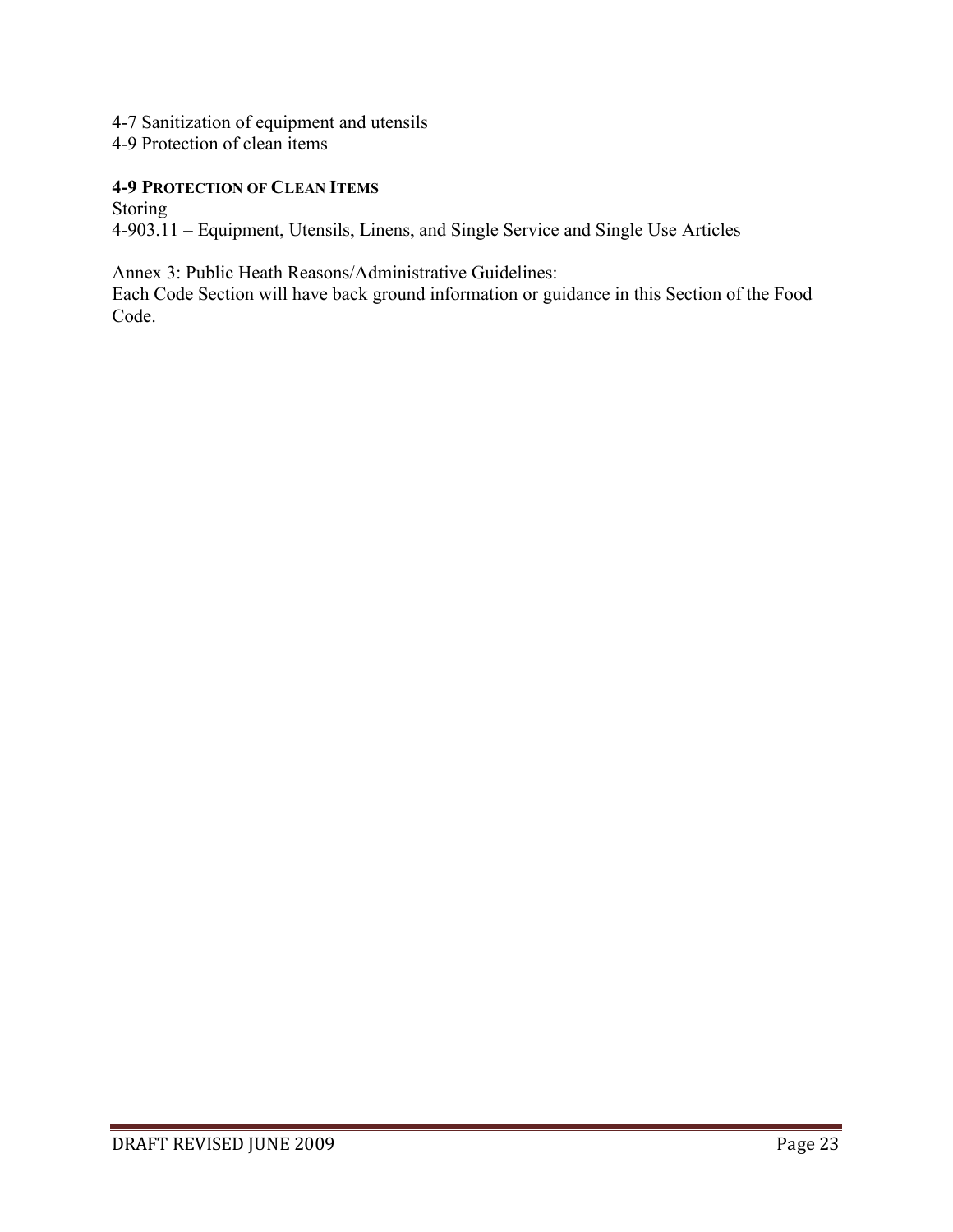4-7 Sanitization of equipment and utensils
4-9 Protection of clean items

**4-9 PROTECTION OF CLEAN ITEMS**
Storing
4-903.11 – Equipment, Utensils, Linens, and Single Service and Single Use Articles

Annex 3: Public Heath Reasons/Administrative Guidelines:
Each Code Section will have back ground information or guidance in this Section of the Food Code.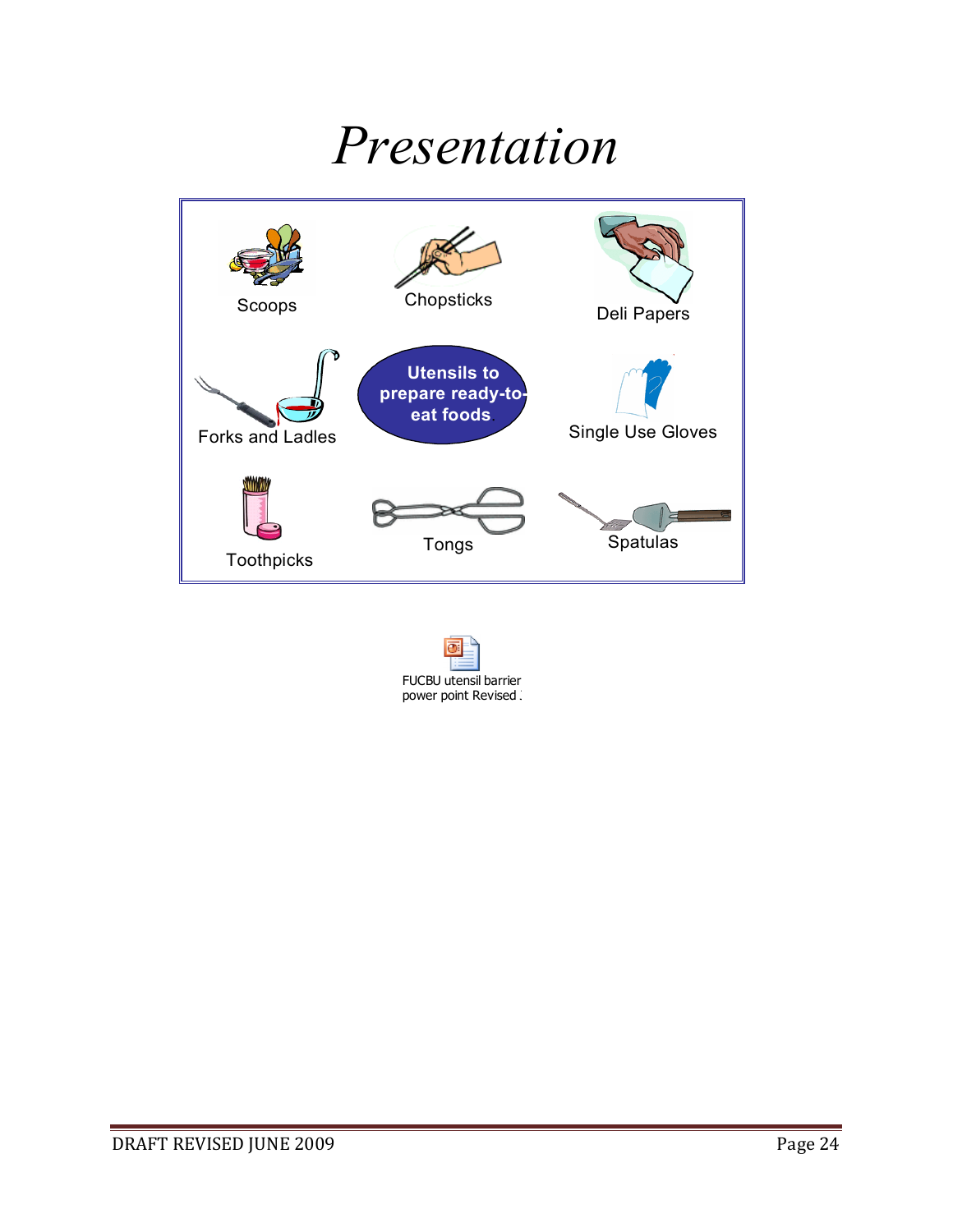# *Presentation*

Scoops

Chopsticks

Deli Papers

Forks and Ladles

Utensils to prepare ready-to-eat foods

Single Use Gloves

Toothpicks

Tongs

Spatulas

FUCBU utensil barrier power point Revised